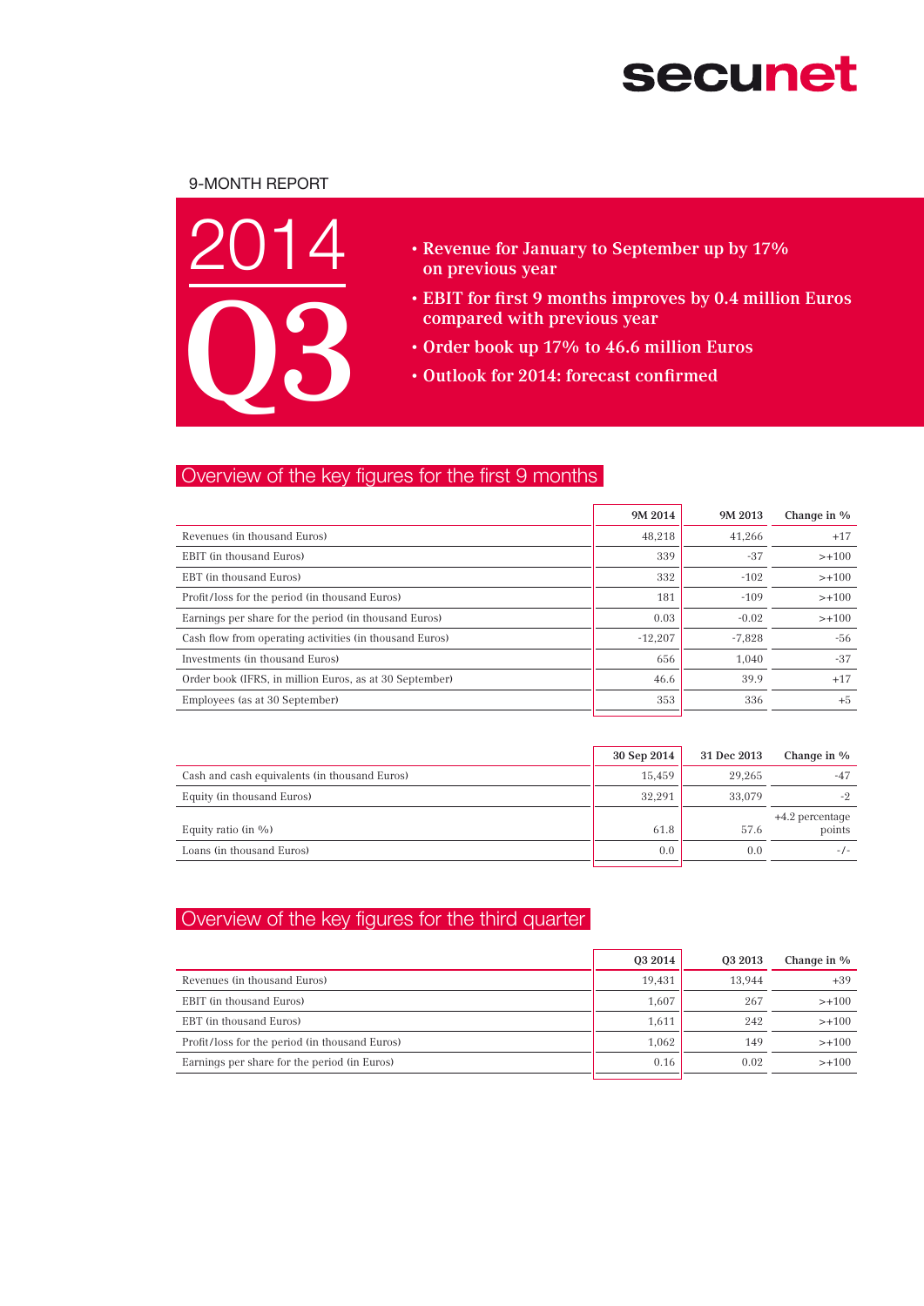secunet

9-MONTH REPORT

# 2014 Q3

- Revenue for January to September up by 17% on previous year
- EBIT for first 9 months improves by 0.4 million Euros compared with previous year
- Order book up 17% to 46.6 million Euros
- Outlook for 2014: forecast confirmed

## Overview of the key figures for the first 9 months

| | 9M 2014 | 9M 2013 | Change in % |
|---|---|---|---|
| Revenues (in thousand Euros) | 48,218 | 41,266 | +17 |
| EBIT (in thousand Euros) | 339 | -37 | >+100 |
| EBT (in thousand Euros) | 332 | -102 | >+100 |
| Profit/loss for the period (in thousand Euros) | 181 | -109 | >+100 |
| Earnings per share for the period (in thousand Euros) | 0.03 | -0.02 | >+100 |
| Cash flow from operating activities (in thousand Euros) | -12,207 | -7,828 | -56 |
| Investments (in thousand Euros) | 656 | 1,040 | -37 |
| Order book (IFRS, in million Euros, as at 30 September) | 46.6 | 39.9 | +17 |
| Employees (as at 30 September) | 353 | 336 | +5 |

| | 30 Sep 2014 | 31 Dec 2013 | Change in % |
|---|---|---|---|
| Cash and cash equivalents (in thousand Euros) | 15,459 | 29,265 | -47 |
| Equity (in thousand Euros) | 32,291 | 33,079 | -2 |
| Equity ratio (in %) | 61.8 | 57.6 | +4.2 percentage points |
| Loans (in thousand Euros) | 0.0 | 0.0 | -/- |

## Overview of the key figures for the third quarter

| | Q3 2014 | Q3 2013 | Change in % |
|---|---|---|---|
| Revenues (in thousand Euros) | 19,431 | 13,944 | +39 |
| EBIT (in thousand Euros) | 1,607 | 267 | >+100 |
| EBT (in thousand Euros) | 1,611 | 242 | >+100 |
| Profit/loss for the period (in thousand Euros) | 1,062 | 149 | >+100 |
| Earnings per share for the period (in Euros) | 0.16 | 0.02 | >+100 |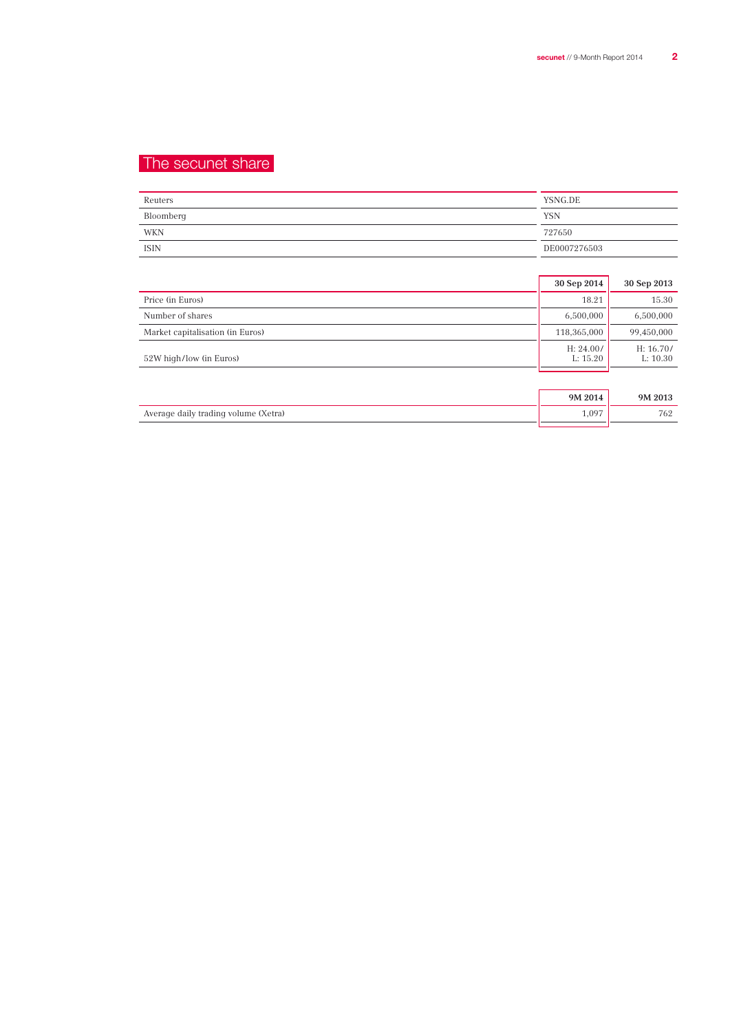# The secunet share

| | |
|---|---|
| Reuters | YSNG.DE |
| Bloomberg | YSN |
| WKN | 727650 |
| ISIN | DE0007276503 |

| | 30 Sep 2014 | 30 Sep 2013 |
|---|---|---|
| Price (in Euros) | 18.21 | 15.30 |
| Number of shares | 6,500,000 | 6,500,000 |
| Market capitalisation (in Euros) | 118,365,000 | 99,450,000 |
| 52W high/low (in Euros) | H: 24.00/ L: 15.20 | H: 16.70/ L: 10.30 |

| | 9M 2014 | 9M 2013 |
|---|---|---|
| Average daily trading volume (Xetra) | 1,097 | 762 |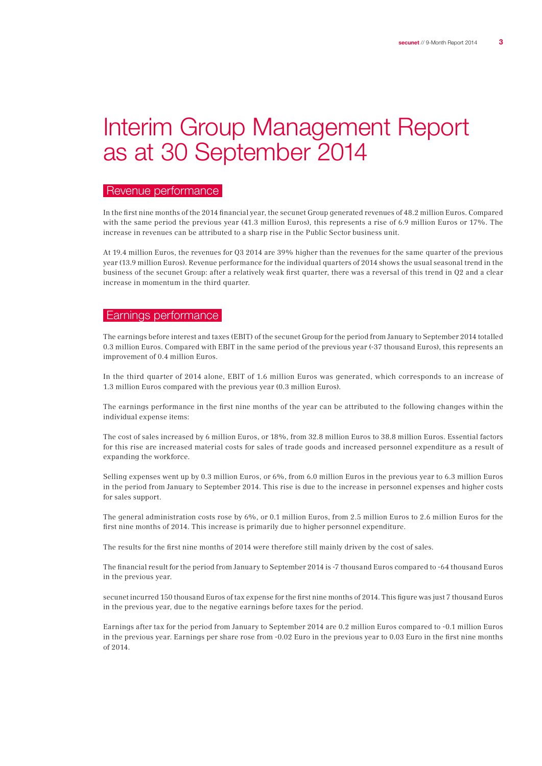# Interim Group Management Report as at 30 September 2014

## Revenue performance

In the first nine months of the 2014 financial year, the secunet Group generated revenues of 48.2 million Euros. Compared with the same period the previous year (41.3 million Euros), this represents a rise of 6.9 million Euros or 17%. The increase in revenues can be attributed to a sharp rise in the Public Sector business unit.

At 19.4 million Euros, the revenues for Q3 2014 are 39% higher than the revenues for the same quarter of the previous year (13.9 million Euros). Revenue performance for the individual quarters of 2014 shows the usual seasonal trend in the business of the secunet Group: after a relatively weak first quarter, there was a reversal of this trend in Q2 and a clear increase in momentum in the third quarter.

## Earnings performance

The earnings before interest and taxes (EBIT) of the secunet Group for the period from January to September 2014 totalled 0.3 million Euros. Compared with EBIT in the same period of the previous year (-37 thousand Euros), this represents an improvement of 0.4 million Euros.

In the third quarter of 2014 alone, EBIT of 1.6 million Euros was generated, which corresponds to an increase of 1.3 million Euros compared with the previous year (0.3 million Euros).

The earnings performance in the first nine months of the year can be attributed to the following changes within the individual expense items:

The cost of sales increased by 6 million Euros, or 18%, from 32.8 million Euros to 38.8 million Euros. Essential factors for this rise are increased material costs for sales of trade goods and increased personnel expenditure as a result of expanding the workforce.

Selling expenses went up by 0.3 million Euros, or 6%, from 6.0 million Euros in the previous year to 6.3 million Euros in the period from January to September 2014. This rise is due to the increase in personnel expenses and higher costs for sales support.

The general administration costs rose by 6%, or 0.1 million Euros, from 2.5 million Euros to 2.6 million Euros for the first nine months of 2014. This increase is primarily due to higher personnel expenditure.

The results for the first nine months of 2014 were therefore still mainly driven by the cost of sales.

The financial result for the period from January to September 2014 is -7 thousand Euros compared to -64 thousand Euros in the previous year.

secunet incurred 150 thousand Euros of tax expense for the first nine months of 2014. This figure was just 7 thousand Euros in the previous year, due to the negative earnings before taxes for the period.

Earnings after tax for the period from January to September 2014 are 0.2 million Euros compared to -0.1 million Euros in the previous year. Earnings per share rose from -0.02 Euro in the previous year to 0.03 Euro in the first nine months of 2014.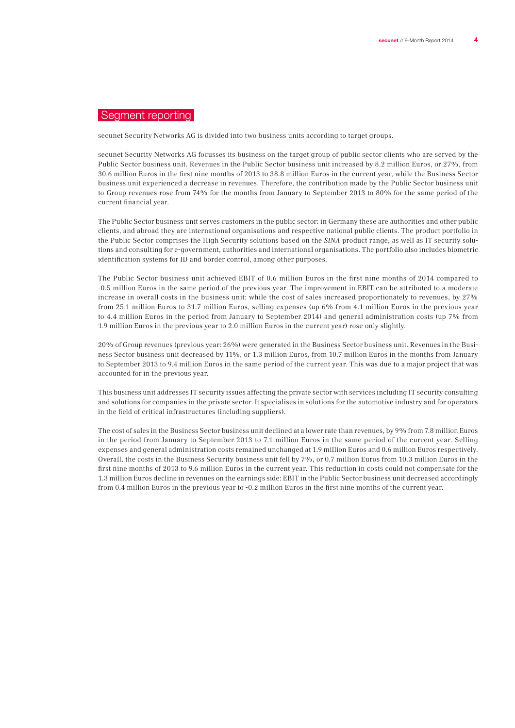## Segment reporting

secunet Security Networks AG is divided into two business units according to target groups.

secunet Security Networks AG focusses its business on the target group of public sector clients who are served by the Public Sector business unit. Revenues in the Public Sector business unit increased by 8.2 million Euros, or 27%, from 30.6 million Euros in the first nine months of 2013 to 38.8 million Euros in the current year, while the Business Sector business unit experienced a decrease in revenues. Therefore, the contribution made by the Public Sector business unit to Group revenues rose from 74% for the months from January to September 2013 to 80% for the same period of the current financial year.

The Public Sector business unit serves customers in the public sector: in Germany these are authorities and other public clients, and abroad they are international organisations and respective national public clients. The product portfolio in the Public Sector comprises the High Security solutions based on the *SINA* product range, as well as IT security solutions and consulting for e-government, authorities and international organisations. The portfolio also includes biometric identification systems for ID and border control, among other purposes.

The Public Sector business unit achieved EBIT of 0.6 million Euros in the first nine months of 2014 compared to -0.5 million Euros in the same period of the previous year. The improvement in EBIT can be attributed to a moderate increase in overall costs in the business unit: while the cost of sales increased proportionately to revenues, by 27% from 25.1 million Euros to 31.7 million Euros, selling expenses (up 6% from 4.1 million Euros in the previous year to 4.4 million Euros in the period from January to September 2014) and general administration costs (up 7% from 1.9 million Euros in the previous year to 2.0 million Euros in the current year) rose only slightly.

20% of Group revenues (previous year: 26%) were generated in the Business Sector business unit. Revenues in the Business Sector business unit decreased by 11%, or 1.3 million Euros, from 10.7 million Euros in the months from January to September 2013 to 9.4 million Euros in the same period of the current year. This was due to a major project that was accounted for in the previous year.

This business unit addresses IT security issues affecting the private sector with services including IT security consulting and solutions for companies in the private sector. It specialises in solutions for the automotive industry and for operators in the field of critical infrastructures (including suppliers).

The cost of sales in the Business Sector business unit declined at a lower rate than revenues, by 9% from 7.8 million Euros in the period from January to September 2013 to 7.1 million Euros in the same period of the current year. Selling expenses and general administration costs remained unchanged at 1.9 million Euros and 0.6 million Euros respectively. Overall, the costs in the Business Security business unit fell by 7%, or 0.7 million Euros from 10.3 million Euros in the first nine months of 2013 to 9.6 million Euros in the current year. This reduction in costs could not compensate for the 1.3 million Euros decline in revenues on the earnings side: EBIT in the Public Sector business unit decreased accordingly from 0.4 million Euros in the previous year to -0.2 million Euros in the first nine months of the current year.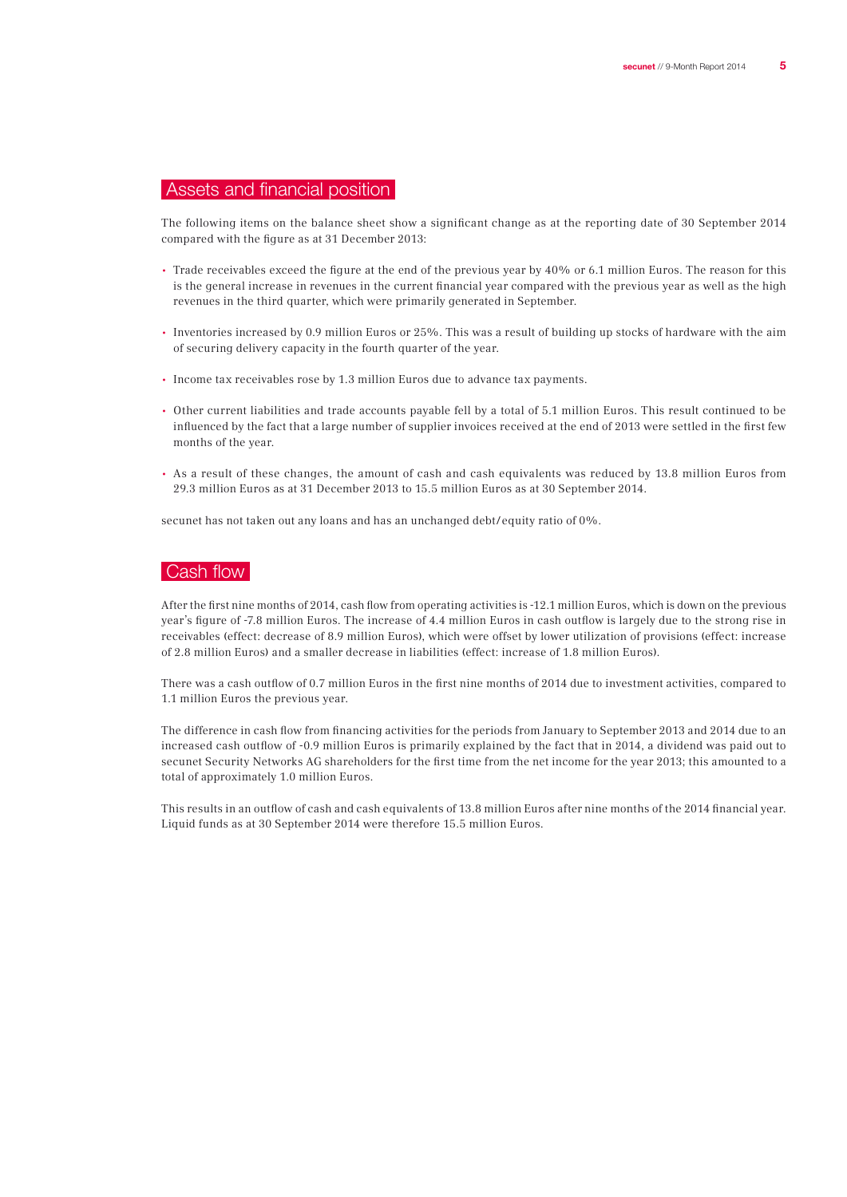## Assets and financial position

The following items on the balance sheet show a significant change as at the reporting date of 30 September 2014 compared with the figure as at 31 December 2013:

- Trade receivables exceed the figure at the end of the previous year by 40% or 6.1 million Euros. The reason for this is the general increase in revenues in the current financial year compared with the previous year as well as the high revenues in the third quarter, which were primarily generated in September.
- Inventories increased by 0.9 million Euros or 25%. This was a result of building up stocks of hardware with the aim of securing delivery capacity in the fourth quarter of the year.
- Income tax receivables rose by 1.3 million Euros due to advance tax payments.
- Other current liabilities and trade accounts payable fell by a total of 5.1 million Euros. This result continued to be influenced by the fact that a large number of supplier invoices received at the end of 2013 were settled in the first few months of the year.
- As a result of these changes, the amount of cash and cash equivalents was reduced by 13.8 million Euros from 29.3 million Euros as at 31 December 2013 to 15.5 million Euros as at 30 September 2014.

secunet has not taken out any loans and has an unchanged debt/equity ratio of 0%.

## Cash flow

After the first nine months of 2014, cash flow from operating activities is -12.1 million Euros, which is down on the previous year's figure of -7.8 million Euros. The increase of 4.4 million Euros in cash outflow is largely due to the strong rise in receivables (effect: decrease of 8.9 million Euros), which were offset by lower utilization of provisions (effect: increase of 2.8 million Euros) and a smaller decrease in liabilities (effect: increase of 1.8 million Euros).

There was a cash outflow of 0.7 million Euros in the first nine months of 2014 due to investment activities, compared to 1.1 million Euros the previous year.

The difference in cash flow from financing activities for the periods from January to September 2013 and 2014 due to an increased cash outflow of -0.9 million Euros is primarily explained by the fact that in 2014, a dividend was paid out to secunet Security Networks AG shareholders for the first time from the net income for the year 2013; this amounted to a total of approximately 1.0 million Euros.

This results in an outflow of cash and cash equivalents of 13.8 million Euros after nine months of the 2014 financial year. Liquid funds as at 30 September 2014 were therefore 15.5 million Euros.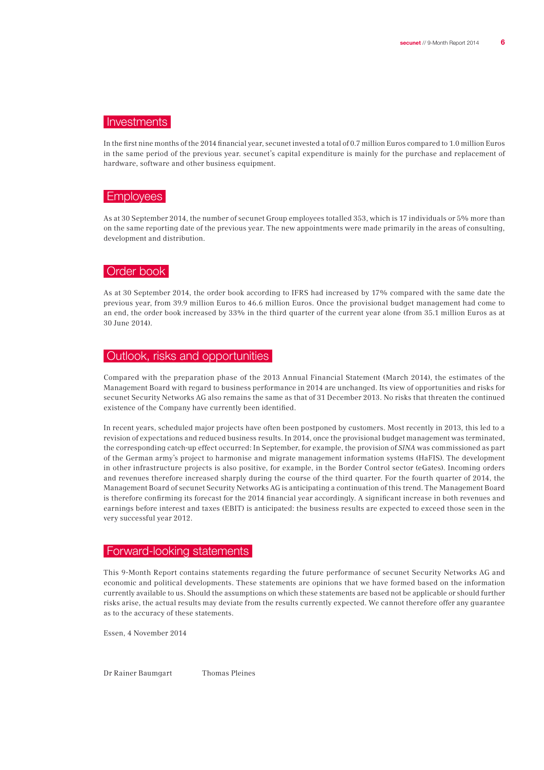## Investments

In the first nine months of the 2014 financial year, secunet invested a total of 0.7 million Euros compared to 1.0 million Euros in the same period of the previous year. secunet's capital expenditure is mainly for the purchase and replacement of hardware, software and other business equipment.

## Employees

As at 30 September 2014, the number of secunet Group employees totalled 353, which is 17 individuals or 5% more than on the same reporting date of the previous year. The new appointments were made primarily in the areas of consulting, development and distribution.

## Order book

As at 30 September 2014, the order book according to IFRS had increased by 17% compared with the same date the previous year, from 39.9 million Euros to 46.6 million Euros. Once the provisional budget management had come to an end, the order book increased by 33% in the third quarter of the current year alone (from 35.1 million Euros as at 30 June 2014).

## Outlook, risks and opportunities

Compared with the preparation phase of the 2013 Annual Financial Statement (March 2014), the estimates of the Management Board with regard to business performance in 2014 are unchanged. Its view of opportunities and risks for secunet Security Networks AG also remains the same as that of 31 December 2013. No risks that threaten the continued existence of the Company have currently been identified.

In recent years, scheduled major projects have often been postponed by customers. Most recently in 2013, this led to a revision of expectations and reduced business results. In 2014, once the provisional budget management was terminated, the corresponding catch-up effect occurred: In September, for example, the provision of *SINA* was commissioned as part of the German army's project to harmonise and migrate management information systems (HaFIS). The development in other infrastructure projects is also positive, for example, in the Border Control sector (eGates). Incoming orders and revenues therefore increased sharply during the course of the third quarter. For the fourth quarter of 2014, the Management Board of secunet Security Networks AG is anticipating a continuation of this trend. The Management Board is therefore confirming its forecast for the 2014 financial year accordingly. A significant increase in both revenues and earnings before interest and taxes (EBIT) is anticipated: the business results are expected to exceed those seen in the very successful year 2012.

## Forward-looking statements

This 9-Month Report contains statements regarding the future performance of secunet Security Networks AG and economic and political developments. These statements are opinions that we have formed based on the information currently available to us. Should the assumptions on which these statements are based not be applicable or should further risks arise, the actual results may deviate from the results currently expected. We cannot therefore offer any guarantee as to the accuracy of these statements.

Essen, 4 November 2014

Dr Rainer Baumgart　　　Thomas Pleines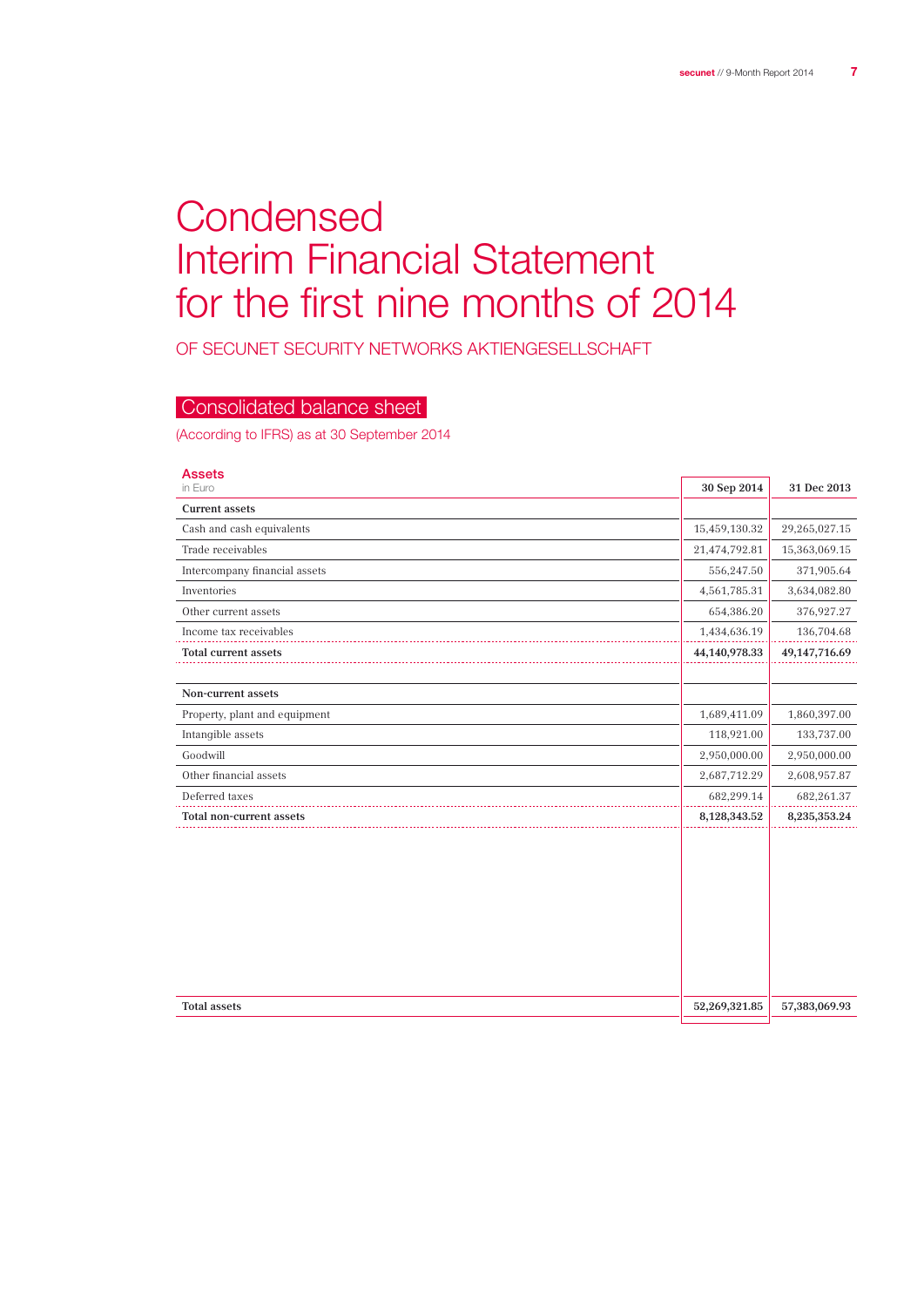# Condensed Interim Financial Statement for the first nine months of 2014

OF SECUNET SECURITY NETWORKS AKTIENGESELLSCHAFT

## Consolidated balance sheet

(According to IFRS) as at 30 September 2014

### Assets

| in Euro | 30 Sep 2014 | 31 Dec 2013 |
|---|---|---|
| **Current assets** | | |
| Cash and cash equivalents | 15,459,130.32 | 29,265,027.15 |
| Trade receivables | 21,474,792.81 | 15,363,069.15 |
| Intercompany financial assets | 556,247.50 | 371,905.64 |
| Inventories | 4,561,785.31 | 3,634,082.80 |
| Other current assets | 654,386.20 | 376,927.27 |
| Income tax receivables | 1,434,636.19 | 136,704.68 |
| **Total current assets** | **44,140,978.33** | **49,147,716.69** |
| | | |
| **Non-current assets** | | |
| Property, plant and equipment | 1,689,411.09 | 1,860,397.00 |
| Intangible assets | 118,921.00 | 133,737.00 |
| Goodwill | 2,950,000.00 | 2,950,000.00 |
| Other financial assets | 2,687,712.29 | 2,608,957.87 |
| Deferred taxes | 682,299.14 | 682,261.37 |
| **Total non-current assets** | **8,128,343.52** | **8,235,353.24** |
| | | |
| **Total assets** | **52,269,321.85** | **57,383,069.93** |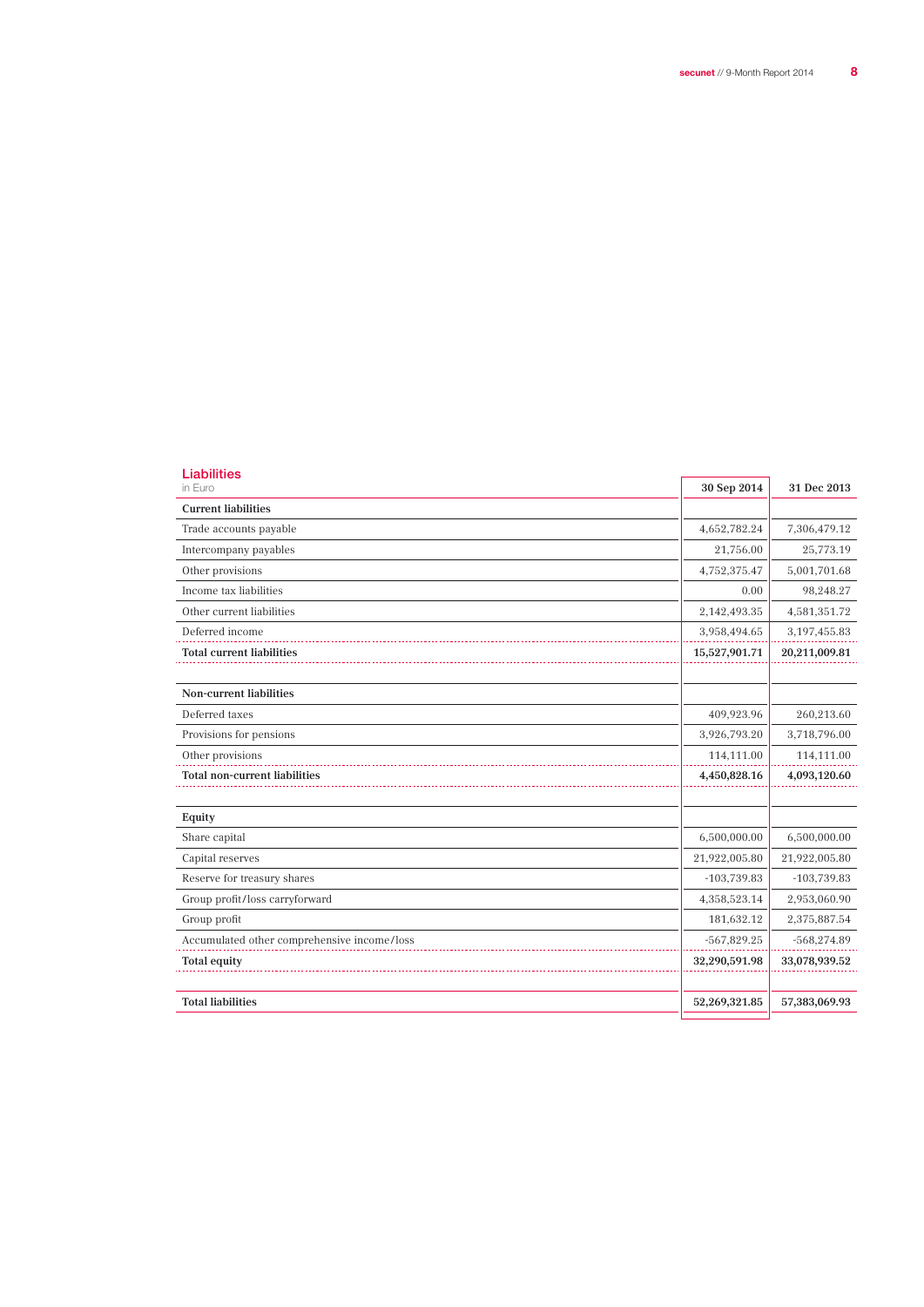## Liabilities

in Euro

| | 30 Sep 2014 | 31 Dec 2013 |
|---|---|---|
| **Current liabilities** | | |
| Trade accounts payable | 4,652,782.24 | 7,306,479.12 |
| Intercompany payables | 21,756.00 | 25,773.19 |
| Other provisions | 4,752,375.47 | 5,001,701.68 |
| Income tax liabilities | 0.00 | 98,248.27 |
| Other current liabilities | 2,142,493.35 | 4,581,351.72 |
| Deferred income | 3,958,494.65 | 3,197,455.83 |
| **Total current liabilities** | **15,527,901.71** | **20,211,009.81** |
| | | |
| **Non-current liabilities** | | |
| Deferred taxes | 409,923.96 | 260,213.60 |
| Provisions for pensions | 3,926,793.20 | 3,718,796.00 |
| Other provisions | 114,111.00 | 114,111.00 |
| **Total non-current liabilities** | **4,450,828.16** | **4,093,120.60** |
| | | |
| **Equity** | | |
| Share capital | 6,500,000.00 | 6,500,000.00 |
| Capital reserves | 21,922,005.80 | 21,922,005.80 |
| Reserve for treasury shares | -103,739.83 | -103,739.83 |
| Group profit/loss carryforward | 4,358,523.14 | 2,953,060.90 |
| Group profit | 181,632.12 | 2,375,887.54 |
| Accumulated other comprehensive income/loss | -567,829.25 | -568,274.89 |
| **Total equity** | **32,290,591.98** | **33,078,939.52** |
| | | |
| **Total liabilities** | **52,269,321.85** | **57,383,069.93** |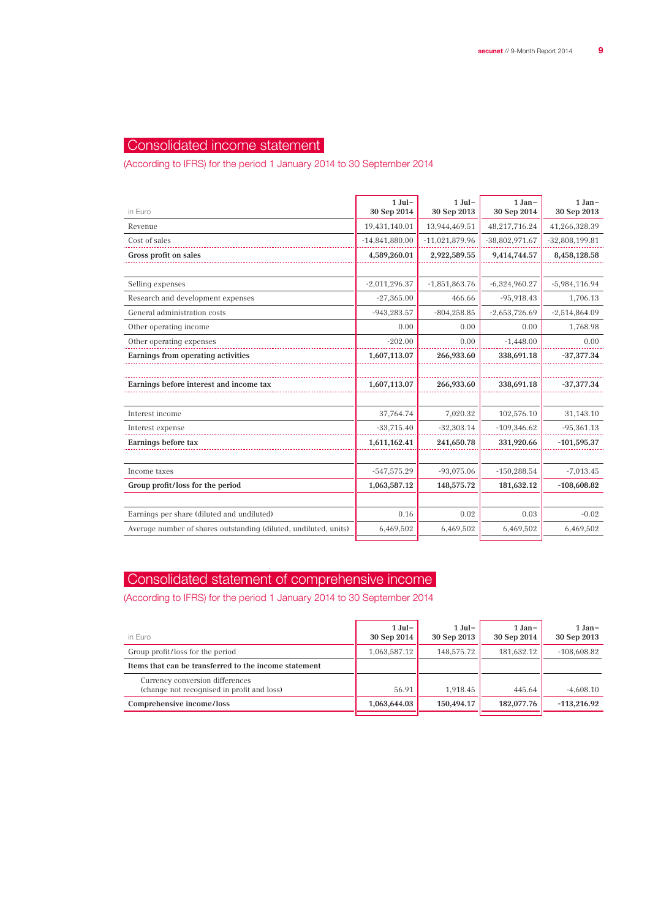# Consolidated income statement

(According to IFRS) for the period 1 January 2014 to 30 September 2014

| in Euro | 1 Jul– 30 Sep 2014 | 1 Jul– 30 Sep 2013 | 1 Jan– 30 Sep 2014 | 1 Jan– 30 Sep 2013 |
|---|---|---|---|---|
| Revenue | 19,431,140.01 | 13,944,469.51 | 48,217,716.24 | 41,266,328.39 |
| Cost of sales | -14,841,880.00 | -11,021,879.96 | -38,802,971.67 | -32,808,199.81 |
| **Gross profit on sales** | **4,589,260.01** | **2,922,589.55** | **9,414,744.57** | **8,458,128.58** |
| | | | | |
| Selling expenses | -2,011,296.37 | -1,851,863.76 | -6,324,960.27 | -5,984,116.94 |
| Research and development expenses | -27,365.00 | 466.66 | -95,918.43 | 1,706.13 |
| General administration costs | -943,283.57 | -804,258.85 | -2,653,726.69 | -2,514,864.09 |
| Other operating income | 0.00 | 0.00 | 0.00 | 1,768.98 |
| Other operating expenses | -202.00 | 0.00 | -1,448.00 | 0.00 |
| **Earnings from operating activities** | **1,607,113.07** | **266,933.60** | **338,691.18** | **-37,377.34** |
| | | | | |
| **Earnings before interest and income tax** | **1,607,113.07** | **266,933.60** | **338,691.18** | **-37,377.34** |
| | | | | |
| Interest income | 37,764.74 | 7,020.32 | 102,576.10 | 31,143.10 |
| Interest expense | -33,715.40 | -32,303.14 | -109,346.62 | -95,361.13 |
| **Earnings before tax** | **1,611,162.41** | **241,650.78** | **331,920.66** | **-101,595.37** |
| | | | | |
| Income taxes | -547,575.29 | -93,075.06 | -150,288.54 | -7,013.45 |
| **Group profit/loss for the period** | **1,063,587.12** | **148,575.72** | **181,632.12** | **-108,608.82** |
| | | | | |
| Earnings per share (diluted and undiluted) | 0.16 | 0.02 | 0.03 | -0.02 |
| Average number of shares outstanding (diluted, undiluted, units) | 6,469,502 | 6,469,502 | 6,469,502 | 6,469,502 |

# Consolidated statement of comprehensive income

(According to IFRS) for the period 1 January 2014 to 30 September 2014

| in Euro | 1 Jul– 30 Sep 2014 | 1 Jul– 30 Sep 2013 | 1 Jan– 30 Sep 2014 | 1 Jan– 30 Sep 2013 |
|---|---|---|---|---|
| Group profit/loss for the period | 1,063,587.12 | 148,575.72 | 181,632.12 | -108,608.82 |
| **Items that can be transferred to the income statement** | | | | |
| Currency conversion differences (change not recognised in profit and loss) | 56.91 | 1,918.45 | 445.64 | -4,608.10 |
| **Comprehensive income/loss** | **1,063,644.03** | **150,494.17** | **182,077.76** | **-113,216.92** |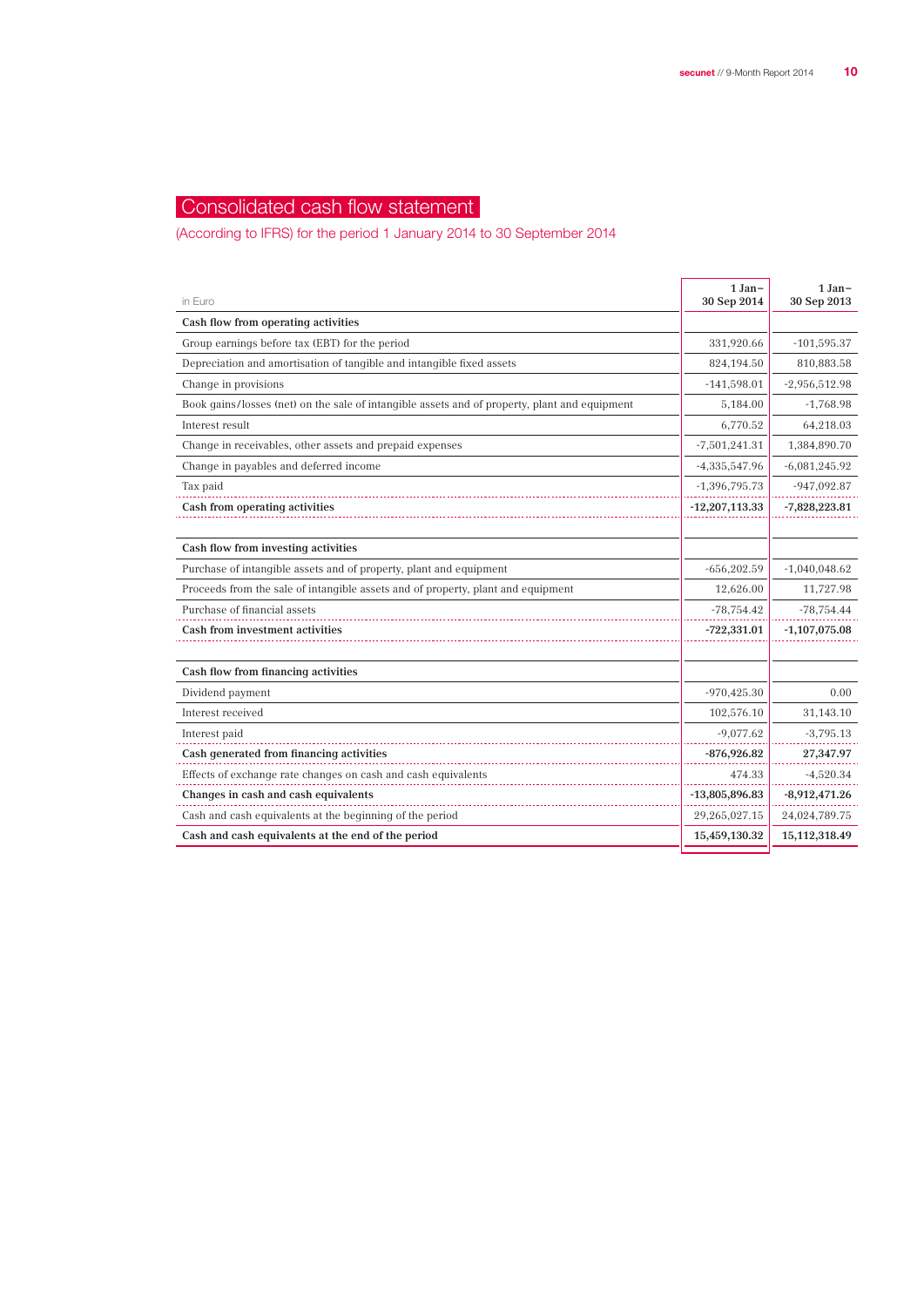# Consolidated cash flow statement

(According to IFRS) for the period 1 January 2014 to 30 September 2014

| in Euro | 1 Jan– 30 Sep 2014 | 1 Jan– 30 Sep 2013 |
|---|---|---|
| **Cash flow from operating activities** | | |
| Group earnings before tax (EBT) for the period | 331,920.66 | -101,595.37 |
| Depreciation and amortisation of tangible and intangible fixed assets | 824,194.50 | 810,883.58 |
| Change in provisions | -141,598.01 | -2,956,512.98 |
| Book gains/losses (net) on the sale of intangible assets and of property, plant and equipment | 5,184.00 | -1,768.98 |
| Interest result | 6,770.52 | 64,218.03 |
| Change in receivables, other assets and prepaid expenses | -7,501,241.31 | 1,384,890.70 |
| Change in payables and deferred income | -4,335,547.96 | -6,081,245.92 |
| Tax paid | -1,396,795.73 | -947,092.87 |
| **Cash from operating activities** | **-12,207,113.33** | **-7,828,223.81** |
| | | |
| **Cash flow from investing activities** | | |
| Purchase of intangible assets and of property, plant and equipment | -656,202.59 | -1,040,048.62 |
| Proceeds from the sale of intangible assets and of property, plant and equipment | 12,626.00 | 11,727.98 |
| Purchase of financial assets | -78,754.42 | -78,754.44 |
| **Cash from investment activities** | **-722,331.01** | **-1,107,075.08** |
| | | |
| **Cash flow from financing activities** | | |
| Dividend payment | -970,425.30 | 0.00 |
| Interest received | 102,576.10 | 31,143.10 |
| Interest paid | -9,077.62 | -3,795.13 |
| **Cash generated from financing activities** | **-876,926.82** | **27,347.97** |
| Effects of exchange rate changes on cash and cash equivalents | 474.33 | -4,520.34 |
| **Changes in cash and cash equivalents** | **-13,805,896.83** | **-8,912,471.26** |
| Cash and cash equivalents at the beginning of the period | 29,265,027.15 | 24,024,789.75 |
| **Cash and cash equivalents at the end of the period** | **15,459,130.32** | **15,112,318.49** |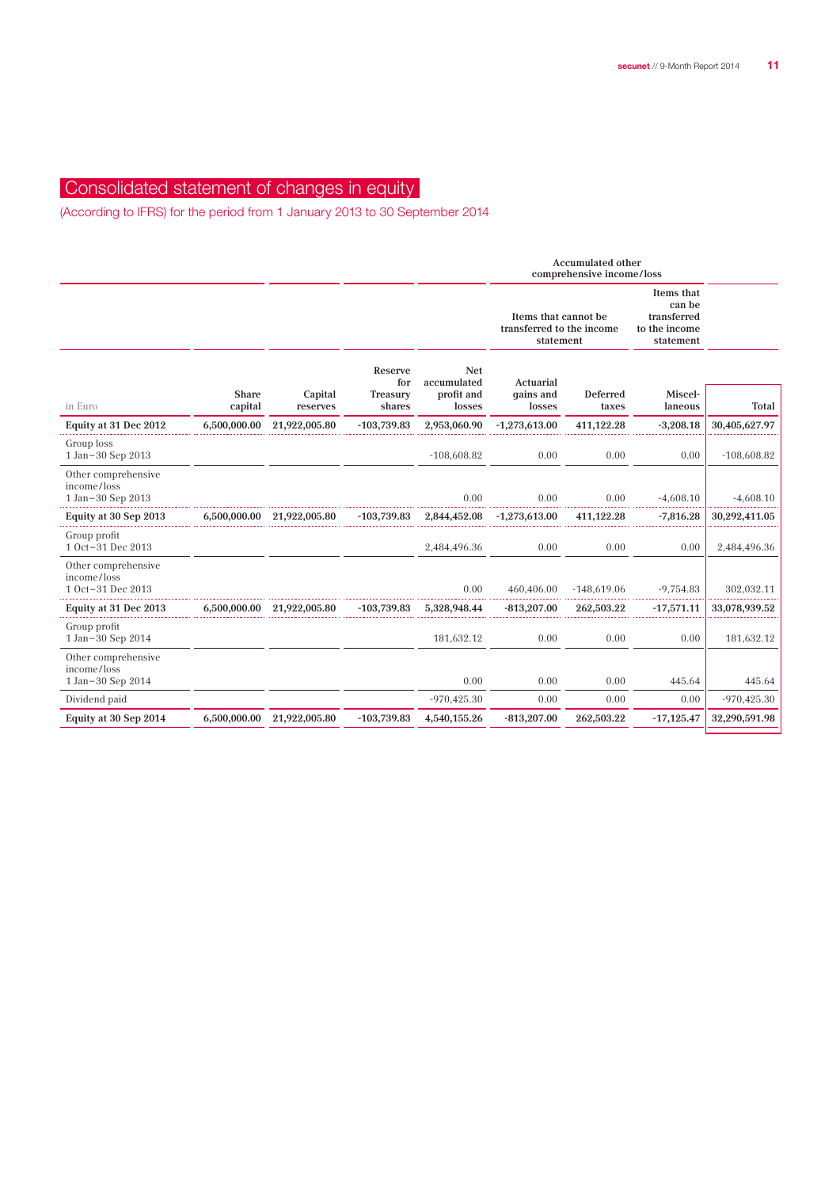# Consolidated statement of changes in equity

(According to IFRS) for the period from 1 January 2013 to 30 September 2014

| | | | | | Accumulated other comprehensive income/loss | | | |
|---|---|---|---|---|---|---|---|---|
| | | | | | Items that cannot be transferred to the income statement | | Items that can be transferred to the income statement | |
| in Euro | Share capital | Capital reserves | Reserve for Treasury shares | Net accumulated profit and losses | Actuarial gains and losses | Deferred taxes | Miscel­laneous | Total |
| **Equity at 31 Dec 2012** | **6,500,000.00** | **21,922,005.80** | **-103,739.83** | **2,953,060.90** | **-1,273,613.00** | **411,122.28** | **-3,208.18** | **30,405,627.97** |
| Group loss 1 Jan–30 Sep 2013 | | | | -108,608.82 | 0.00 | 0.00 | 0.00 | -108,608.82 |
| Other comprehensive income/loss 1 Jan–30 Sep 2013 | | | | 0.00 | 0.00 | 0.00 | -4,608.10 | -4,608.10 |
| **Equity at 30 Sep 2013** | **6,500,000.00** | **21,922,005.80** | **-103,739.83** | **2,844,452.08** | **-1,273,613.00** | **411,122.28** | **-7,816.28** | **30,292,411.05** |
| Group profit 1 Oct–31 Dec 2013 | | | | 2,484,496.36 | 0.00 | 0.00 | 0.00 | 2,484,496.36 |
| Other comprehensive income/loss 1 Oct–31 Dec 2013 | | | | 0.00 | 460,406.00 | -148,619.06 | -9,754.83 | 302,032.11 |
| **Equity at 31 Dec 2013** | **6,500,000.00** | **21,922,005.80** | **-103,739.83** | **5,328,948.44** | **-813,207.00** | **262,503.22** | **-17,571.11** | **33,078,939.52** |
| Group profit 1 Jan–30 Sep 2014 | | | | 181,632.12 | 0.00 | 0.00 | 0.00 | 181,632.12 |
| Other comprehensive income/loss 1 Jan–30 Sep 2014 | | | | 0.00 | 0.00 | 0.00 | 445.64 | 445.64 |
| Dividend paid | | | | -970,425.30 | 0.00 | 0.00 | 0.00 | -970,425.30 |
| **Equity at 30 Sep 2014** | **6,500,000.00** | **21,922,005.80** | **-103,739.83** | **4,540,155.26** | **-813,207.00** | **262,503.22** | **-17,125.47** | **32,290,591.98** |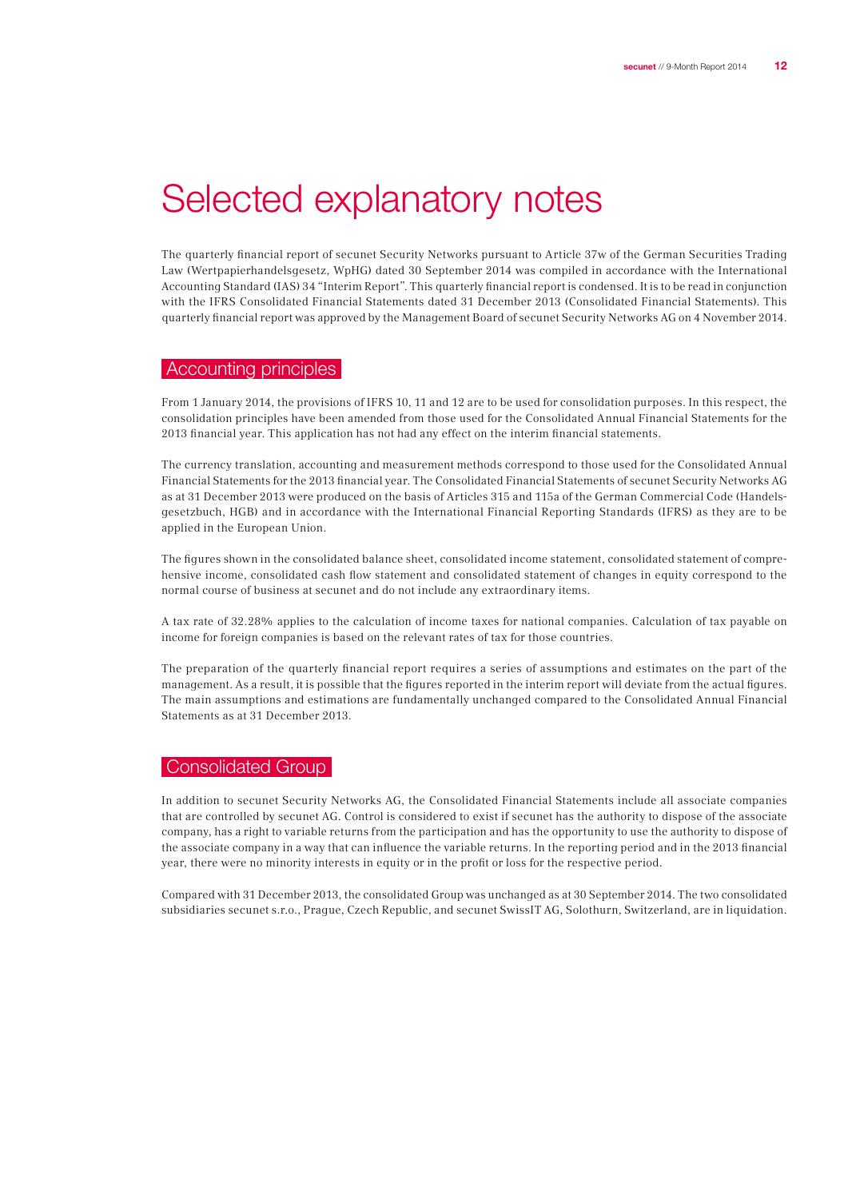# Selected explanatory notes

The quarterly financial report of secunet Security Networks pursuant to Article 37w of the German Securities Trading Law (Wertpapierhandelsgesetz, WpHG) dated 30 September 2014 was compiled in accordance with the International Accounting Standard (IAS) 34 "Interim Report". This quarterly financial report is condensed. It is to be read in conjunction with the IFRS Consolidated Financial Statements dated 31 December 2013 (Consolidated Financial Statements). This quarterly financial report was approved by the Management Board of secunet Security Networks AG on 4 November 2014.

## Accounting principles

From 1 January 2014, the provisions of IFRS 10, 11 and 12 are to be used for consolidation purposes. In this respect, the consolidation principles have been amended from those used for the Consolidated Annual Financial Statements for the 2013 financial year. This application has not had any effect on the interim financial statements.

The currency translation, accounting and measurement methods correspond to those used for the Consolidated Annual Financial Statements for the 2013 financial year. The Consolidated Financial Statements of secunet Security Networks AG as at 31 December 2013 were produced on the basis of Articles 315 and 115a of the German Commercial Code (Handelsgesetzbuch, HGB) and in accordance with the International Financial Reporting Standards (IFRS) as they are to be applied in the European Union.

The figures shown in the consolidated balance sheet, consolidated income statement, consolidated statement of comprehensive income, consolidated cash flow statement and consolidated statement of changes in equity correspond to the normal course of business at secunet and do not include any extraordinary items.

A tax rate of 32.28% applies to the calculation of income taxes for national companies. Calculation of tax payable on income for foreign companies is based on the relevant rates of tax for those countries.

The preparation of the quarterly financial report requires a series of assumptions and estimates on the part of the management. As a result, it is possible that the figures reported in the interim report will deviate from the actual figures. The main assumptions and estimations are fundamentally unchanged compared to the Consolidated Annual Financial Statements as at 31 December 2013.

## Consolidated Group

In addition to secunet Security Networks AG, the Consolidated Financial Statements include all associate companies that are controlled by secunet AG. Control is considered to exist if secunet has the authority to dispose of the associate company, has a right to variable returns from the participation and has the opportunity to use the authority to dispose of the associate company in a way that can influence the variable returns. In the reporting period and in the 2013 financial year, there were no minority interests in equity or in the profit or loss for the respective period.

Compared with 31 December 2013, the consolidated Group was unchanged as at 30 September 2014. The two consolidated subsidiaries secunet s.r.o., Prague, Czech Republic, and secunet SwissIT AG, Solothurn, Switzerland, are in liquidation.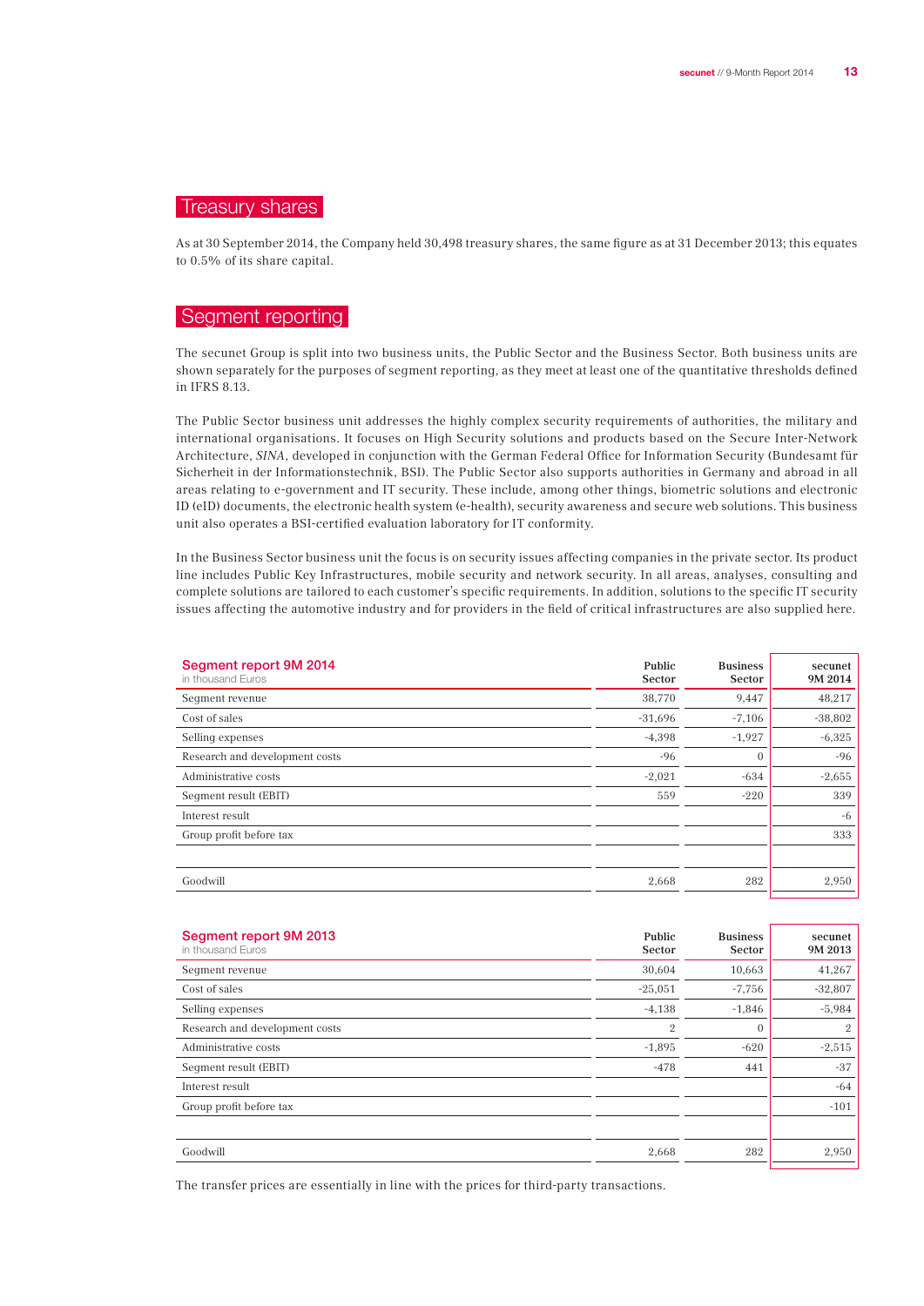## Treasury shares

As at 30 September 2014, the Company held 30,498 treasury shares, the same figure as at 31 December 2013; this equates to 0.5% of its share capital.

## Segment reporting

The secunet Group is split into two business units, the Public Sector and the Business Sector. Both business units are shown separately for the purposes of segment reporting, as they meet at least one of the quantitative thresholds defined in IFRS 8.13.

The Public Sector business unit addresses the highly complex security requirements of authorities, the military and international organisations. It focuses on High Security solutions and products based on the Secure Inter-Network Architecture, *SINA*, developed in conjunction with the German Federal Office for Information Security (Bundesamt für Sicherheit in der Informationstechnik, BSI). The Public Sector also supports authorities in Germany and abroad in all areas relating to e-government and IT security. These include, among other things, biometric solutions and electronic ID (eID) documents, the electronic health system (e-health), security awareness and secure web solutions. This business unit also operates a BSI-certified evaluation laboratory for IT conformity.

In the Business Sector business unit the focus is on security issues affecting companies in the private sector. Its product line includes Public Key Infrastructures, mobile security and network security. In all areas, analyses, consulting and complete solutions are tailored to each customer's specific requirements. In addition, solutions to the specific IT security issues affecting the automotive industry and for providers in the field of critical infrastructures are also supplied here.

| Segment report 9M 2014 (in thousand Euros) | Public Sector | Business Sector | secunet 9M 2014 |
|---|---|---|---|
| Segment revenue | 38,770 | 9,447 | 48,217 |
| Cost of sales | -31,696 | -7,106 | -38,802 |
| Selling expenses | -4,398 | -1,927 | -6,325 |
| Research and development costs | -96 | 0 | -96 |
| Administrative costs | -2,021 | -634 | -2,655 |
| Segment result (EBIT) | 559 | -220 | 339 |
| Interest result | | | -6 |
| Group profit before tax | | | 333 |
| | | | |
| Goodwill | 2,668 | 282 | 2,950 |

| Segment report 9M 2013 (in thousand Euros) | Public Sector | Business Sector | secunet 9M 2013 |
|---|---|---|---|
| Segment revenue | 30,604 | 10,663 | 41,267 |
| Cost of sales | -25,051 | -7,756 | -32,807 |
| Selling expenses | -4,138 | -1,846 | -5,984 |
| Research and development costs | 2 | 0 | 2 |
| Administrative costs | -1,895 | -620 | -2,515 |
| Segment result (EBIT) | -478 | 441 | -37 |
| Interest result | | | -64 |
| Group profit before tax | | | -101 |
| | | | |
| Goodwill | 2,668 | 282 | 2,950 |

The transfer prices are essentially in line with the prices for third-party transactions.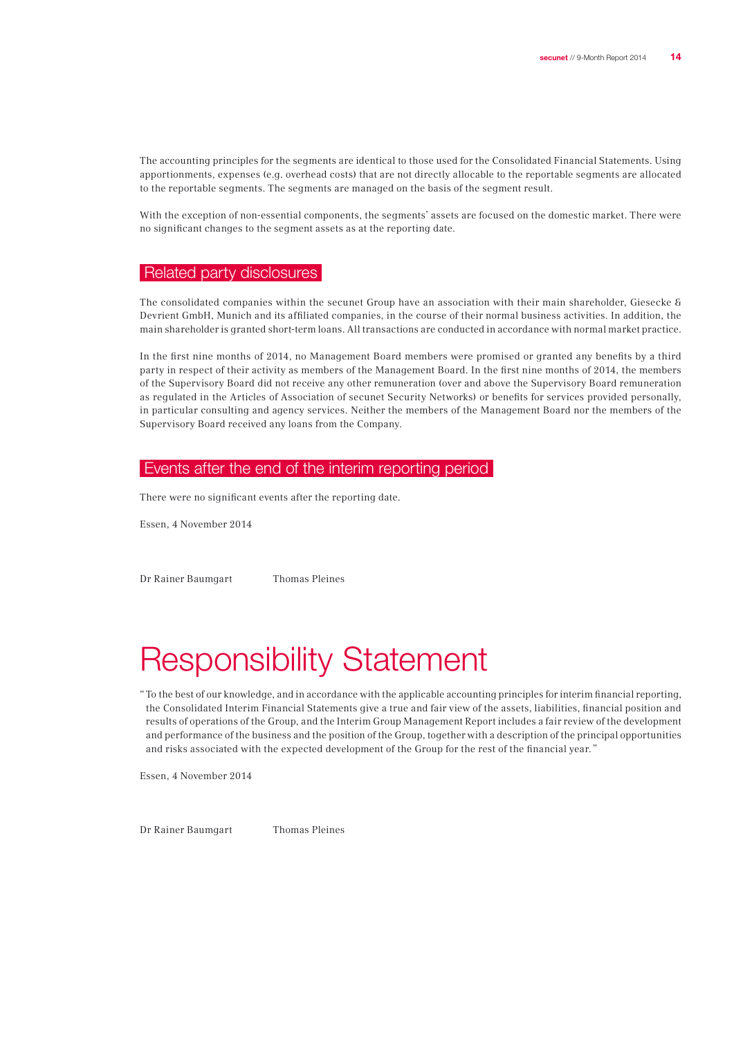The accounting principles for the segments are identical to those used for the Consolidated Financial Statements. Using apportionments, expenses (e.g. overhead costs) that are not directly allocable to the reportable segments are allocated to the reportable segments. The segments are managed on the basis of the segment result.

With the exception of non-essential components, the segments' assets are focused on the domestic market. There were no significant changes to the segment assets as at the reporting date.

## Related party disclosures

The consolidated companies within the secunet Group have an association with their main shareholder, Giesecke & Devrient GmbH, Munich and its affiliated companies, in the course of their normal business activities. In addition, the main shareholder is granted short-term loans. All transactions are conducted in accordance with normal market practice.

In the first nine months of 2014, no Management Board members were promised or granted any benefits by a third party in respect of their activity as members of the Management Board. In the first nine months of 2014, the members of the Supervisory Board did not receive any other remuneration (over and above the Supervisory Board remuneration as regulated in the Articles of Association of secunet Security Networks) or benefits for services provided personally, in particular consulting and agency services. Neither the members of the Management Board nor the members of the Supervisory Board received any loans from the Company.

## Events after the end of the interim reporting period

There were no significant events after the reporting date.

Essen, 4 November 2014

Dr Rainer Baumgart    Thomas Pleines

# Responsibility Statement

"To the best of our knowledge, and in accordance with the applicable accounting principles for interim financial reporting, the Consolidated Interim Financial Statements give a true and fair view of the assets, liabilities, financial position and results of operations of the Group, and the Interim Group Management Report includes a fair review of the development and performance of the business and the position of the Group, together with a description of the principal opportunities and risks associated with the expected development of the Group for the rest of the financial year."

Essen, 4 November 2014

Dr Rainer Baumgart    Thomas Pleines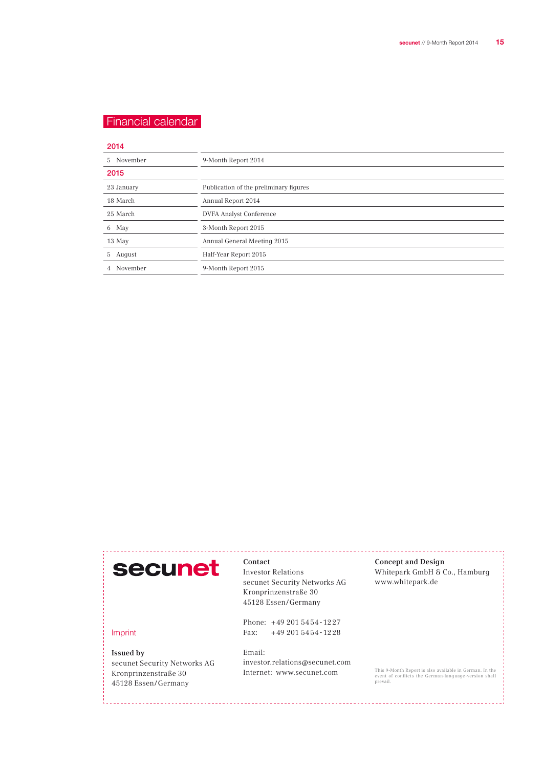# Financial calendar

| | |
|---|---|
| **2014** | |
| 5 November | 9-Month Report 2014 |
| **2015** | |
| 23 January | Publication of the preliminary figures |
| 18 March | Annual Report 2014 |
| 25 March | DVFA Analyst Conference |
| 6 May | 3-Month Report 2015 |
| 13 May | Annual General Meeting 2015 |
| 5 August | Half-Year Report 2015 |
| 4 November | 9-Month Report 2015 |

secunet

## Imprint

**Issued by**
secunet Security Networks AG
Kronprinzenstraße 30
45128 Essen/Germany

**Contact**
Investor Relations
secunet Security Networks AG
Kronprinzenstraße 30
45128 Essen/Germany

Phone: +49 201 5454-1227
Fax: +49 201 5454-1228

Email:
investor.relations@secunet.com
Internet: www.secunet.com

**Concept and Design**
Whitepark GmbH & Co., Hamburg
www.whitepark.de

This 9-Month Report is also available in German. In the event of conflicts the German-language-version shall prevail.